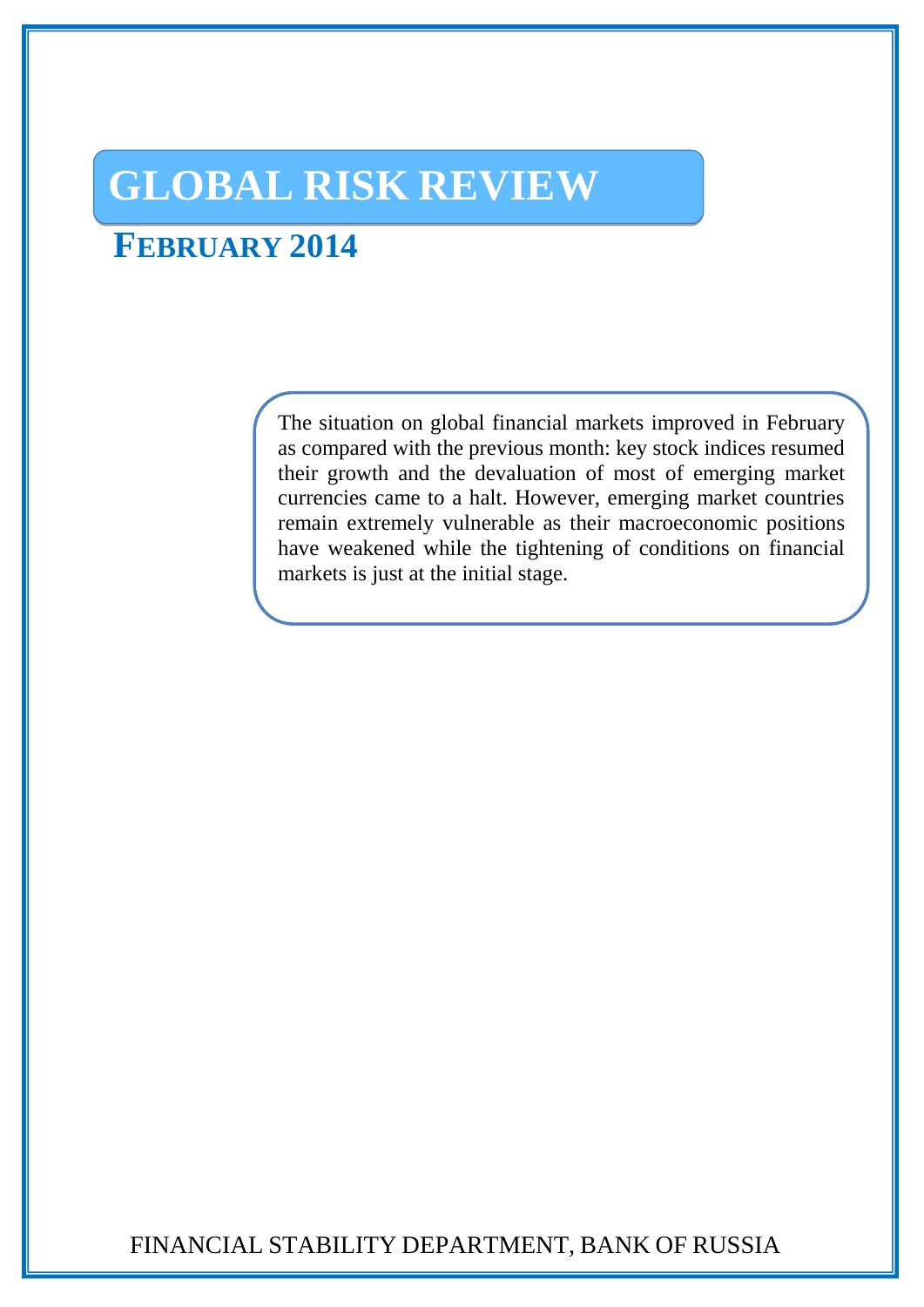# GLOBAL RISK REVIEW

## FEBRUARY 2014

The situation on global financial markets improved in February as compared with the previous month: key stock indices resumed their growth and the devaluation of most of emerging market currencies came to a halt. However, emerging market countries remain extremely vulnerable as their macroeconomic positions have weakened while the tightening of conditions on financial markets is just at the initial stage.

FINANCIAL STABILITY DEPARTMENT, BANK OF RUSSIA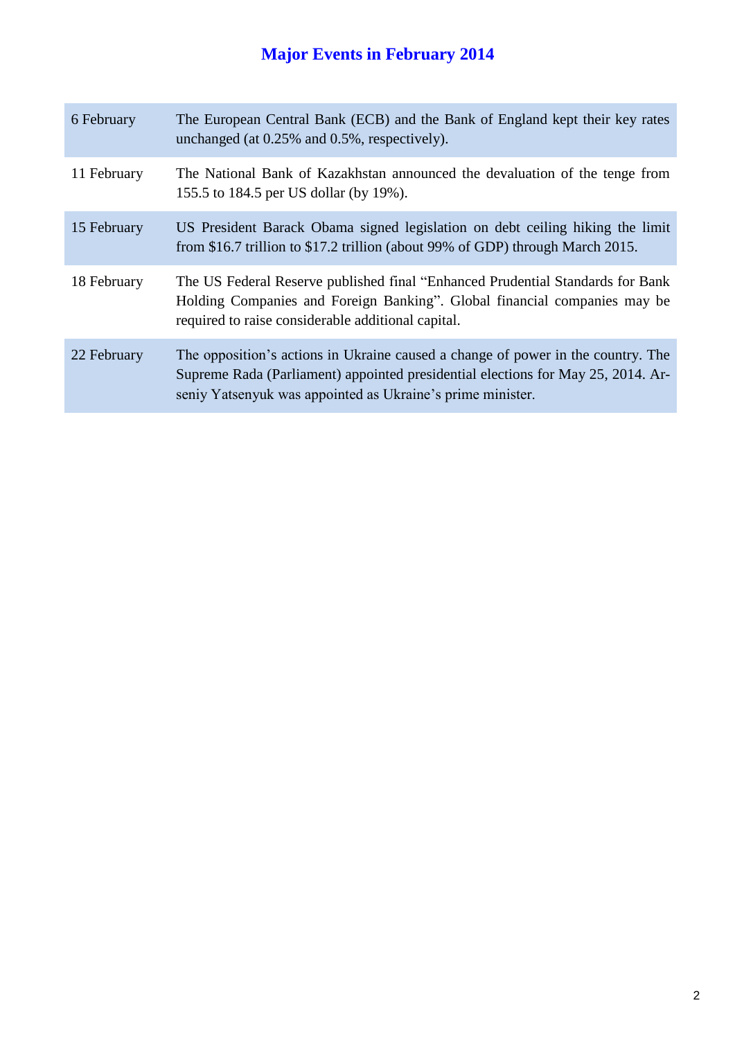# Major Events in February 2014

| | |
|---|---|
| 6 February | The European Central Bank (ECB) and the Bank of England kept their key rates unchanged (at 0.25% and 0.5%, respectively). |
| 11 February | The National Bank of Kazakhstan announced the devaluation of the tenge from 155.5 to 184.5 per US dollar (by 19%). |
| 15 February | US President Barack Obama signed legislation on debt ceiling hiking the limit from $16.7 trillion to $17.2 trillion (about 99% of GDP) through March 2015. |
| 18 February | The US Federal Reserve published final "Enhanced Prudential Standards for Bank Holding Companies and Foreign Banking". Global financial companies may be required to raise considerable additional capital. |
| 22 February | The opposition's actions in Ukraine caused a change of power in the country. The Supreme Rada (Parliament) appointed presidential elections for May 25, 2014. Arseniy Yatsenyuk was appointed as Ukraine's prime minister. |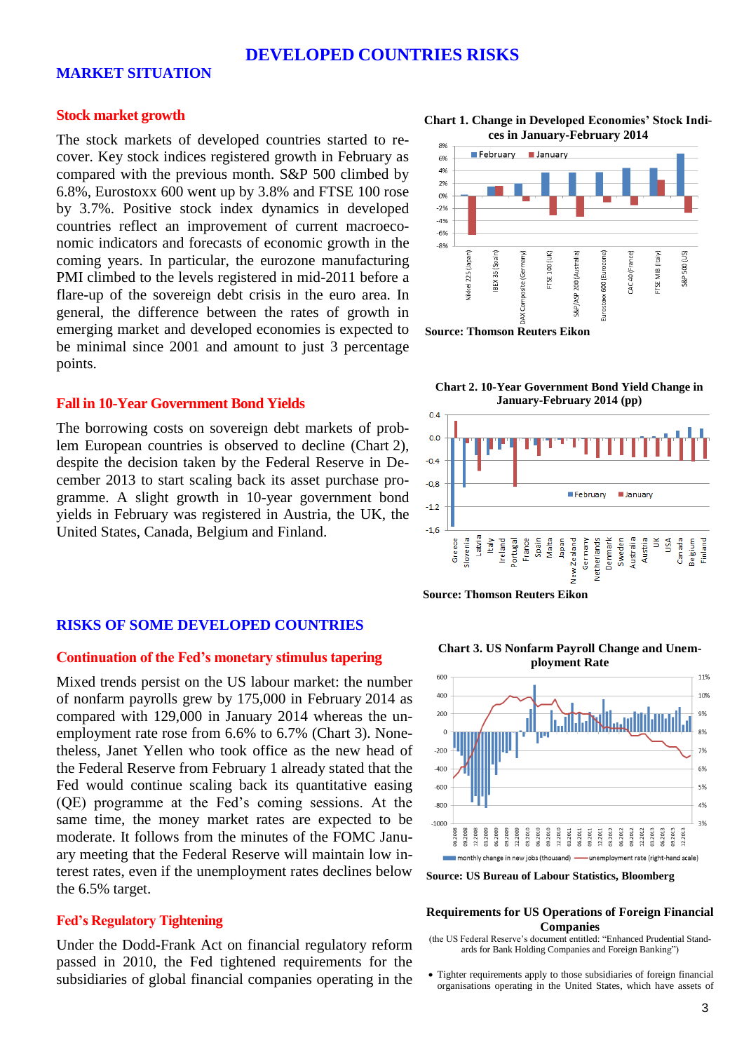# DEVELOPED COUNTRIES RISKS

## MARKET SITUATION

### Stock market growth

The stock markets of developed countries started to recover. Key stock indices registered growth in February as compared with the previous month. S&P 500 climbed by 6.8%, Eurostoxx 600 went up by 3.8% and FTSE 100 rose by 3.7%. Positive stock index dynamics in developed countries reflect an improvement of current macroeconomic indicators and forecasts of economic growth in the coming years. In particular, the eurozone manufacturing PMI climbed to the levels registered in mid-2011 before a flare-up of the sovereign debt crisis in the euro area. In general, the difference between the rates of growth in emerging market and developed economies is expected to be minimal since 2001 and amount to just 3 percentage points.

**Chart 1. Change in Developed Economies' Stock Indices in January-February 2014**

Source: Thomson Reuters Eikon

### Fall in 10-Year Government Bond Yields

The borrowing costs on sovereign debt markets of problem European countries is observed to decline (Chart 2), despite the decision taken by the Federal Reserve in December 2013 to start scaling back its asset purchase programme. A slight growth in 10-year government bond yields in February was registered in Austria, the UK, the United States, Canada, Belgium and Finland.

**Chart 2. 10-Year Government Bond Yield Change in January-February 2014 (pp)**

Source: Thomson Reuters Eikon

## RISKS OF SOME DEVELOPED COUNTRIES

### Continuation of the Fed's monetary stimulus tapering

Mixed trends persist on the US labour market: the number of nonfarm payrolls grew by 175,000 in February 2014 as compared with 129,000 in January 2014 whereas the unemployment rate rose from 6.6% to 6.7% (Chart 3). Nonetheless, Janet Yellen who took office as the new head of the Federal Reserve from February 1 already stated that the Fed would continue scaling back its quantitative easing (QE) programme at the Fed's coming sessions. At the same time, the money market rates are expected to be moderate. It follows from the minutes of the FOMC January meeting that the Federal Reserve will maintain low interest rates, even if the unemployment rates declines below the 6.5% target.

**Chart 3. US Nonfarm Payroll Change and Unemployment Rate**

Source: US Bureau of Labour Statistics, Bloomberg

### Fed's Regulatory Tightening

Under the Dodd-Frank Act on financial regulatory reform passed in 2010, the Fed tightened requirements for the subsidiaries of global financial companies operating in the

**Requirements for US Operations of Foreign Financial Companies**

(the US Federal Reserve's document entitled: "Enhanced Prudential Standards for Bank Holding Companies and Foreign Banking")

- Tighter requirements apply to those subsidiaries of foreign financial organisations operating in the United States, which have assets of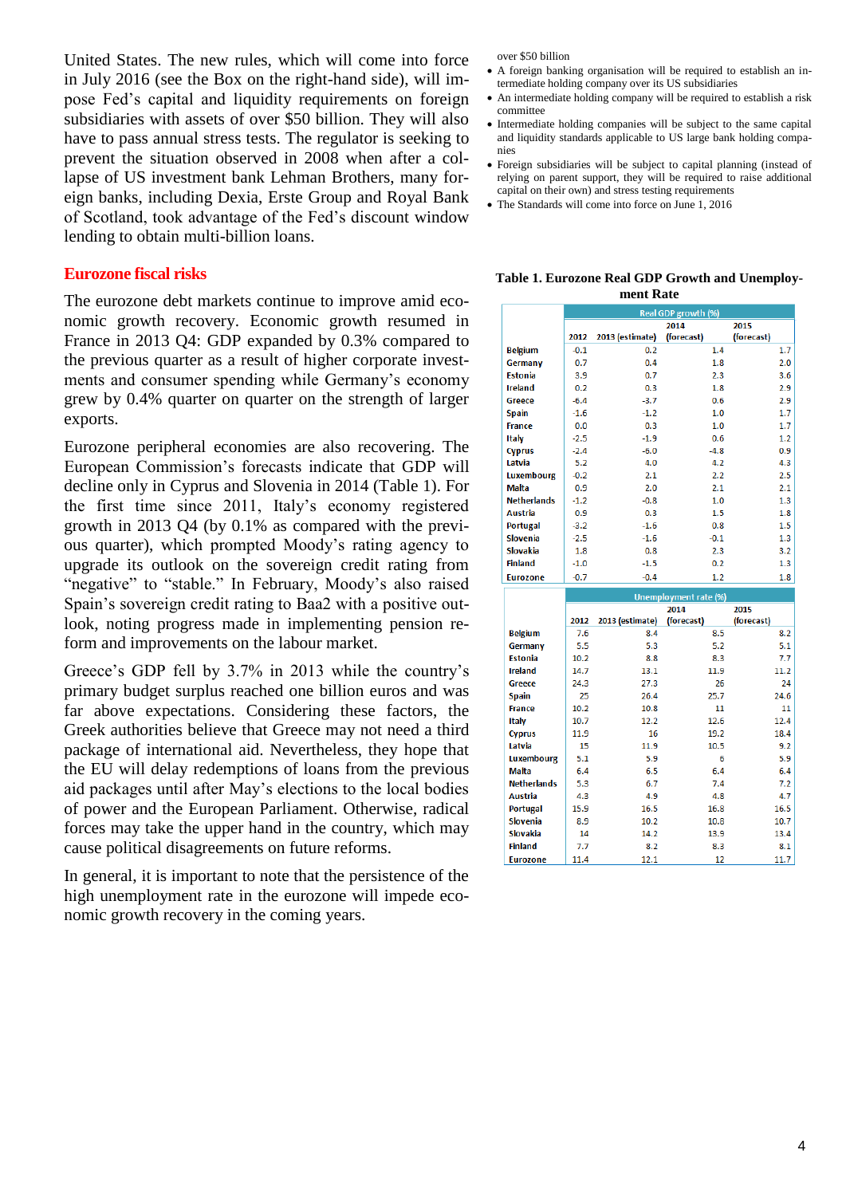United States. The new rules, which will come into force in July 2016 (see the Box on the right-hand side), will impose Fed's capital and liquidity requirements on foreign subsidiaries with assets of over $50 billion. They will also have to pass annual stress tests. The regulator is seeking to prevent the situation observed in 2008 when after a collapse of US investment bank Lehman Brothers, many foreign banks, including Dexia, Erste Group and Royal Bank of Scotland, took advantage of the Fed's discount window lending to obtain multi-billion loans.

over $50 billion

- A foreign banking organisation will be required to establish an intermediate holding company over its US subsidiaries
- An intermediate holding company will be required to establish a risk committee
- Intermediate holding companies will be subject to the same capital and liquidity standards applicable to US large bank holding companies
- Foreign subsidiaries will be subject to capital planning (instead of relying on parent support, they will be required to raise additional capital on their own) and stress testing requirements
- The Standards will come into force on June 1, 2016

## Eurozone fiscal risks

The eurozone debt markets continue to improve amid economic growth recovery. Economic growth resumed in France in 2013 Q4: GDP expanded by 0.3% compared to the previous quarter as a result of higher corporate investments and consumer spending while Germany's economy grew by 0.4% quarter on quarter on the strength of larger exports.

Eurozone peripheral economies are also recovering. The European Commission's forecasts indicate that GDP will decline only in Cyprus and Slovenia in 2014 (Table 1). For the first time since 2011, Italy's economy registered growth in 2013 Q4 (by 0.1% as compared with the previous quarter), which prompted Moody's rating agency to upgrade its outlook on the sovereign credit rating from "negative" to "stable." In February, Moody's also raised Spain's sovereign credit rating to Baa2 with a positive outlook, noting progress made in implementing pension reform and improvements on the labour market.

Greece's GDP fell by 3.7% in 2013 while the country's primary budget surplus reached one billion euros and was far above expectations. Considering these factors, the Greek authorities believe that Greece may not need a third package of international aid. Nevertheless, they hope that the EU will delay redemptions of loans from the previous aid packages until after May's elections to the local bodies of power and the European Parliament. Otherwise, radical forces may take the upper hand in the country, which may cause political disagreements on future reforms.

In general, it is important to note that the persistence of the high unemployment rate in the eurozone will impede economic growth recovery in the coming years.

**Table 1. Eurozone Real GDP Growth and Unemployment Rate**

| | Real GDP growth (%) | | | |
|---|---|---|---|---|
| | 2012 | 2013 (estimate) | 2014 (forecast) | 2015 (forecast) |
| Belgium | -0.1 | 0.2 | 1.4 | 1.7 |
| Germany | 0.7 | 0.4 | 1.8 | 2.0 |
| Estonia | 3.9 | 0.7 | 2.3 | 3.6 |
| Ireland | 0.2 | 0.3 | 1.8 | 2.9 |
| Greece | -6.4 | -3.7 | 0.6 | 2.9 |
| Spain | -1.6 | -1.2 | 1.0 | 1.7 |
| France | 0.0 | 0.3 | 1.0 | 1.7 |
| Italy | -2.5 | -1.9 | 0.6 | 1.2 |
| Cyprus | -2.4 | -6.0 | -4.8 | 0.9 |
| Latvia | 5.2 | 4.0 | 4.2 | 4.3 |
| Luxembourg | -0.2 | 2.1 | 2.2 | 2.5 |
| Malta | 0.9 | 2.0 | 2.1 | 2.1 |
| Netherlands | -1.2 | -0.8 | 1.0 | 1.3 |
| Austria | 0.9 | 0.3 | 1.5 | 1.8 |
| Portugal | -3.2 | -1.6 | 0.8 | 1.5 |
| Slovenia | -2.5 | -1.6 | -0.1 | 1.3 |
| Slovakia | 1.8 | 0.8 | 2.3 | 3.2 |
| Finland | -1.0 | -1.5 | 0.2 | 1.3 |
| Eurozone | -0.7 | -0.4 | 1.2 | 1.8 |

| | Unemployment rate (%) | | | |
|---|---|---|---|---|
| | 2012 | 2013 (estimate) | 2014 (forecast) | 2015 (forecast) |
| Belgium | 7.6 | 8.4 | 8.5 | 8.2 |
| Germany | 5.5 | 5.3 | 5.2 | 5.1 |
| Estonia | 10.2 | 8.8 | 8.3 | 7.7 |
| Ireland | 14.7 | 13.1 | 11.9 | 11.2 |
| Greece | 24.3 | 27.3 | 26 | 24 |
| Spain | 25 | 26.4 | 25.7 | 24.6 |
| France | 10.2 | 10.8 | 11 | 11 |
| Italy | 10.7 | 12.2 | 12.6 | 12.4 |
| Cyprus | 11.9 | 16 | 19.2 | 18.4 |
| Latvia | 15 | 11.9 | 10.5 | 9.2 |
| Luxembourg | 5.1 | 5.9 | 6 | 5.9 |
| Malta | 6.4 | 6.5 | 6.4 | 6.4 |
| Netherlands | 5.3 | 6.7 | 7.4 | 7.2 |
| Austria | 4.3 | 4.9 | 4.8 | 4.7 |
| Portugal | 15.9 | 16.5 | 16.8 | 16.5 |
| Slovenia | 8.9 | 10.2 | 10.8 | 10.7 |
| Slovakia | 14 | 14.2 | 13.9 | 13.4 |
| Finland | 7.7 | 8.2 | 8.3 | 8.1 |
| Eurozone | 11.4 | 12.1 | 12 | 11.7 |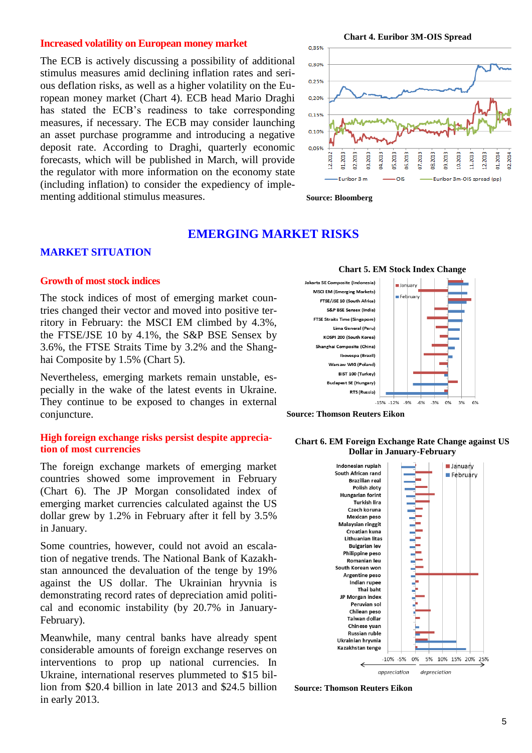### Increased volatility on European money market

The ECB is actively discussing a possibility of additional stimulus measures amid declining inflation rates and serious deflation risks, as well as a higher volatility on the European money market (Chart 4). ECB head Mario Draghi has stated the ECB's readiness to take corresponding measures, if necessary. The ECB may consider launching an asset purchase programme and introducing a negative deposit rate. According to Draghi, quarterly economic forecasts, which will be published in March, will provide the regulator with more information on the economy state (including inflation) to consider the expediency of implementing additional stimulus measures.

**Chart 4. Euribor 3M-OIS Spread**

**Source: Bloomberg**

# EMERGING MARKET RISKS

## MARKET SITUATION

### Growth of most stock indices

The stock indices of most of emerging market countries changed their vector and moved into positive territory in February: the MSCI EM climbed by 4.3%, the FTSE/JSE 10 by 4.1%, the S&P BSE Sensex by 3.6%, the FTSE Straits Time by 3.2% and the Shanghai Composite by 1.5% (Chart 5).

Nevertheless, emerging markets remain unstable, especially in the wake of the latest events in Ukraine. They continue to be exposed to changes in external conjuncture.

**Chart 5. EM Stock Index Change**

**Source: Thomson Reuters Eikon**

### High foreign exchange risks persist despite appreciation of most currencies

The foreign exchange markets of emerging market countries showed some improvement in February (Chart 6). The JP Morgan consolidated index of emerging market currencies calculated against the US dollar grew by 1.2% in February after it fell by 3.5% in January.

Some countries, however, could not avoid an escalation of negative trends. The National Bank of Kazakhstan announced the devaluation of the tenge by 19% against the US dollar. The Ukrainian hryvnia is demonstrating record rates of depreciation amid political and economic instability (by 20.7% in January-February).

Meanwhile, many central banks have already spent considerable amounts of foreign exchange reserves on interventions to prop up national currencies. In Ukraine, international reserves plummeted to $15 billion from $20.4 billion in late 2013 and $24.5 billion in early 2013.

**Chart 6. EM Foreign Exchange Rate Change against US Dollar in January-February**

**Source: Thomson Reuters Eikon**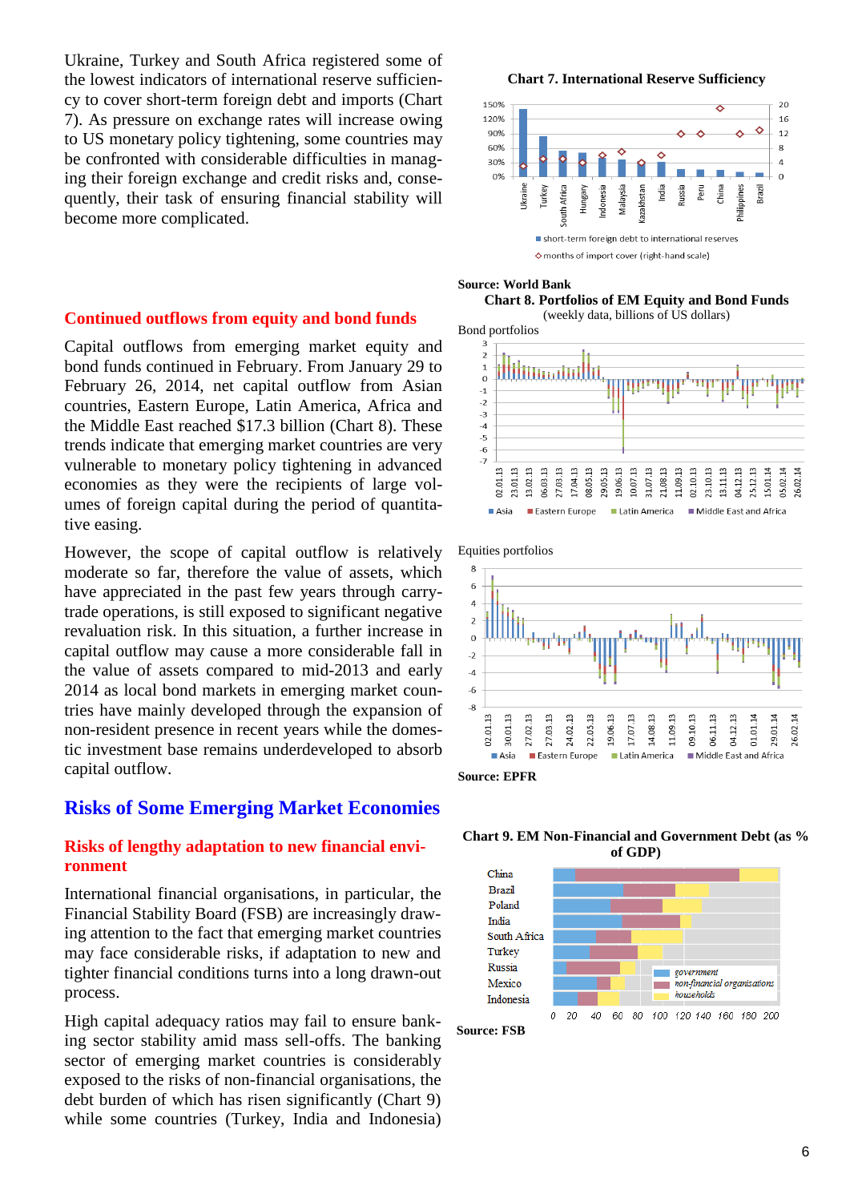Ukraine, Turkey and South Africa registered some of the lowest indicators of international reserve sufficiency to cover short-term foreign debt and imports (Chart 7). As pressure on exchange rates will increase owing to US monetary policy tightening, some countries may be confronted with considerable difficulties in managing their foreign exchange and credit risks and, consequently, their task of ensuring financial stability will become more complicated.

**Chart 7. International Reserve Sufficiency**

Source: World Bank

## Continued outflows from equity and bond funds

Capital outflows from emerging market equity and bond funds continued in February. From January 29 to February 26, 2014, net capital outflow from Asian countries, Eastern Europe, Latin America, Africa and the Middle East reached $17.3 billion (Chart 8). These trends indicate that emerging market countries are very vulnerable to monetary policy tightening in advanced economies as they were the recipients of large volumes of foreign capital during the period of quantitative easing.

However, the scope of capital outflow is relatively moderate so far, therefore the value of assets, which have appreciated in the past few years through carry-trade operations, is still exposed to significant negative revaluation risk. In this situation, a further increase in capital outflow may cause a more considerable fall in the value of assets compared to mid-2013 and early 2014 as local bond markets in emerging market countries have mainly developed through the expansion of non-resident presence in recent years while the domestic investment base remains underdeveloped to absorb capital outflow.

**Chart 8. Portfolios of EM Equity and Bond Funds**
(weekly data, billions of US dollars)

Bond portfolios

Equities portfolios

Source: EPFR

# Risks of Some Emerging Market Economies

## Risks of lengthy adaptation to new financial environment

International financial organisations, in particular, the Financial Stability Board (FSB) are increasingly drawing attention to the fact that emerging market countries may face considerable risks, if adaptation to new and tighter financial conditions turns into a long drawn-out process.

High capital adequacy ratios may fail to ensure banking sector stability amid mass sell-offs. The banking sector of emerging market countries is considerably exposed to the risks of non-financial organisations, the debt burden of which has risen significantly (Chart 9) while some countries (Turkey, India and Indonesia)

**Chart 9. EM Non-Financial and Government Debt (as % of GDP)**

Source: FSB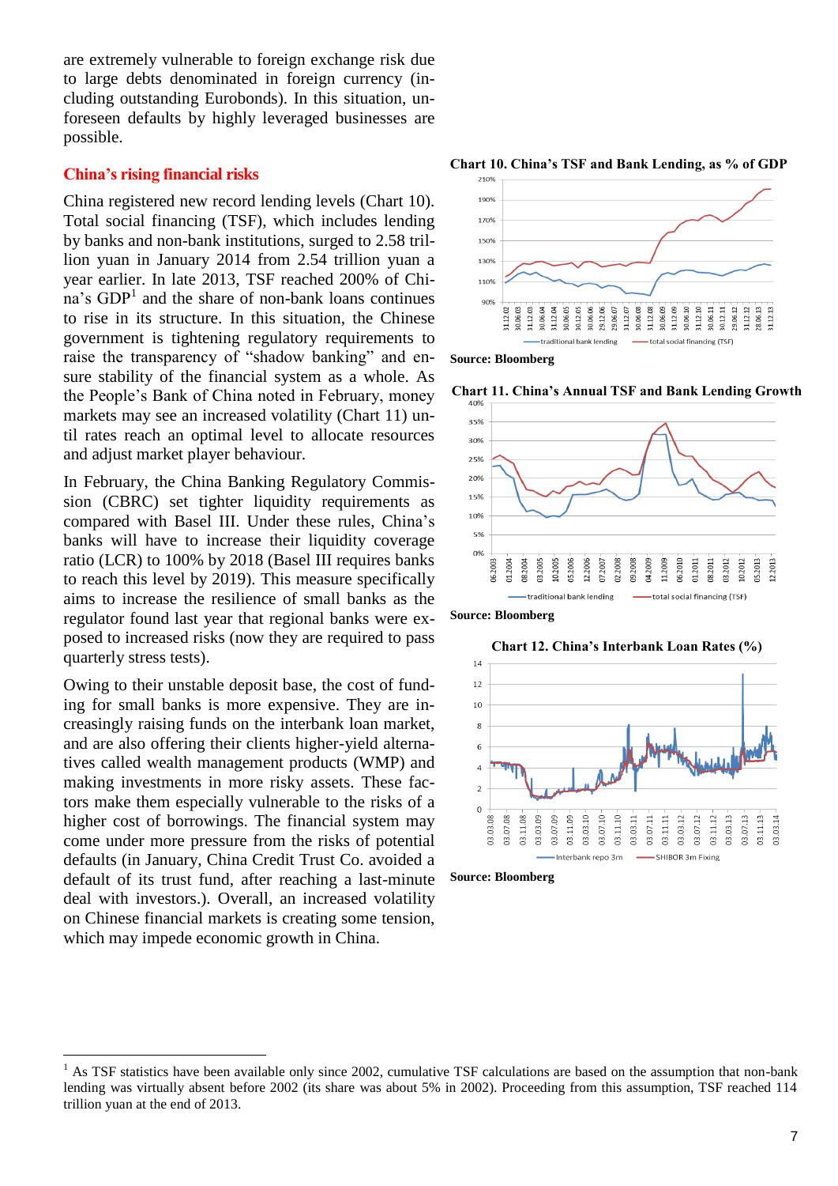are extremely vulnerable to foreign exchange risk due to large debts denominated in foreign currency (including outstanding Eurobonds). In this situation, unforeseen defaults by highly leveraged businesses are possible.

## China's rising financial risks

China registered new record lending levels (Chart 10). Total social financing (TSF), which includes lending by banks and non-bank institutions, surged to 2.58 trillion yuan in January 2014 from 2.54 trillion yuan a year earlier. In late 2013, TSF reached 200% of China's GDP[1] and the share of non-bank loans continues to rise in its structure. In this situation, the Chinese government is tightening regulatory requirements to raise the transparency of "shadow banking" and ensure stability of the financial system as a whole. As the People's Bank of China noted in February, money markets may see an increased volatility (Chart 11) until rates reach an optimal level to allocate resources and adjust market player behaviour.

In February, the China Banking Regulatory Commission (CBRC) set tighter liquidity requirements as compared with Basel III. Under these rules, China's banks will have to increase their liquidity coverage ratio (LCR) to 100% by 2018 (Basel III requires banks to reach this level by 2019). This measure specifically aims to increase the resilience of small banks as the regulator found last year that regional banks were exposed to increased risks (now they are required to pass quarterly stress tests).

Owing to their unstable deposit base, the cost of funding for small banks is more expensive. They are increasingly raising funds on the interbank loan market, and are also offering their clients higher-yield alternatives called wealth management products (WMP) and making investments in more risky assets. These factors make them especially vulnerable to the risks of a higher cost of borrowings. The financial system may come under more pressure from the risks of potential defaults (in January, China Credit Trust Co. avoided a default of its trust fund, after reaching a last-minute deal with investors.). Overall, an increased volatility on Chinese financial markets is creating some tension, which may impede economic growth in China.

**Chart 10. China's TSF and Bank Lending, as % of GDP**

**Source: Bloomberg**

**Chart 11. China's Annual TSF and Bank Lending Growth**

**Source: Bloomberg**

**Chart 12. China's Interbank Loan Rates (%)**

**Source: Bloomberg**

---

[1] As TSF statistics have been available only since 2002, cumulative TSF calculations are based on the assumption that non-bank lending was virtually absent before 2002 (its share was about 5% in 2002). Proceeding from this assumption, TSF reached 114 trillion yuan at the end of 2013.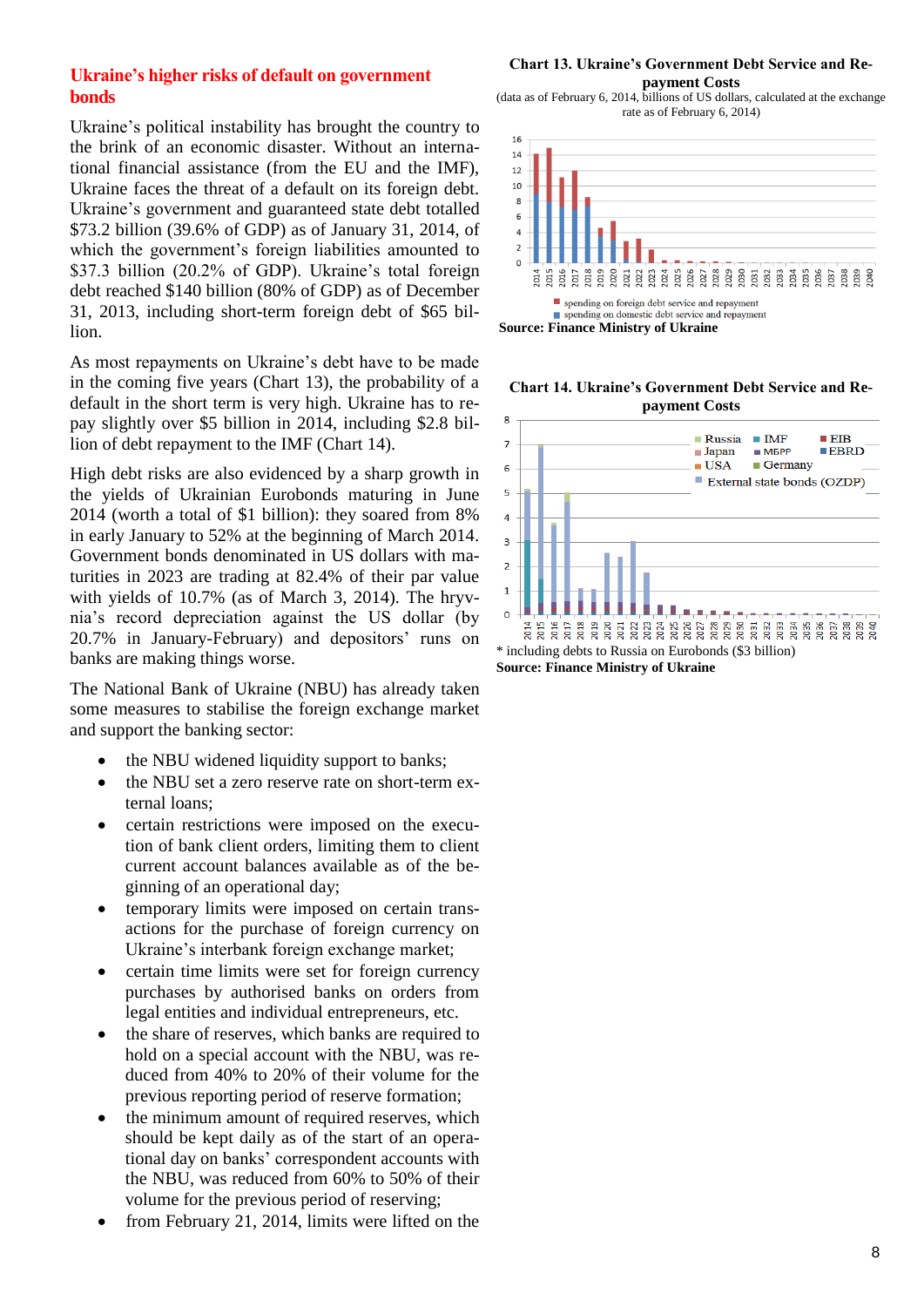## Ukraine's higher risks of default on government bonds

Ukraine's political instability has brought the country to the brink of an economic disaster. Without an international financial assistance (from the EU and the IMF), Ukraine faces the threat of a default on its foreign debt. Ukraine's government and guaranteed state debt totalled $73.2 billion (39.6% of GDP) as of January 31, 2014, of which the government's foreign liabilities amounted to $37.3 billion (20.2% of GDP). Ukraine's total foreign debt reached $140 billion (80% of GDP) as of December 31, 2013, including short-term foreign debt of $65 billion.

As most repayments on Ukraine's debt have to be made in the coming five years (Chart 13), the probability of a default in the short term is very high. Ukraine has to repay slightly over $5 billion in 2014, including $2.8 billion of debt repayment to the IMF (Chart 14).

High debt risks are also evidenced by a sharp growth in the yields of Ukrainian Eurobonds maturing in June 2014 (worth a total of $1 billion): they soared from 8% in early January to 52% at the beginning of March 2014. Government bonds denominated in US dollars with maturities in 2023 are trading at 82.4% of their par value with yields of 10.7% (as of March 3, 2014). The hryvnia's record depreciation against the US dollar (by 20.7% in January-February) and depositors' runs on banks are making things worse.

The National Bank of Ukraine (NBU) has already taken some measures to stabilise the foreign exchange market and support the banking sector:

- the NBU widened liquidity support to banks;
- the NBU set a zero reserve rate on short-term external loans;
- certain restrictions were imposed on the execution of bank client orders, limiting them to client current account balances available as of the beginning of an operational day;
- temporary limits were imposed on certain transactions for the purchase of foreign currency on Ukraine's interbank foreign exchange market;
- certain time limits were set for foreign currency purchases by authorised banks on orders from legal entities and individual entrepreneurs, etc.
- the share of reserves, which banks are required to hold on a special account with the NBU, was reduced from 40% to 20% of their volume for the previous reporting period of reserve formation;
- the minimum amount of required reserves, which should be kept daily as of the start of an operational day on banks' correspondent accounts with the NBU, was reduced from 60% to 50% of their volume for the previous period of reserving;
- from February 21, 2014, limits were lifted on the

**Chart 13. Ukraine's Government Debt Service and Repayment Costs**

(data as of February 6, 2014, billions of US dollars, calculated at the exchange rate as of February 6, 2014)

■ spending on foreign debt service and repayment
■ spending on domestic debt service and repayment

**Source: Finance Ministry of Ukraine**

**Chart 14. Ukraine's Government Debt Service and Repayment Costs**

Russia, IMF, EIB, Japan, МБРР, EBRD, USA, Germany, External state bonds (OZDP)

\* including debts to Russia on Eurobonds ($3 billion)

**Source: Finance Ministry of Ukraine**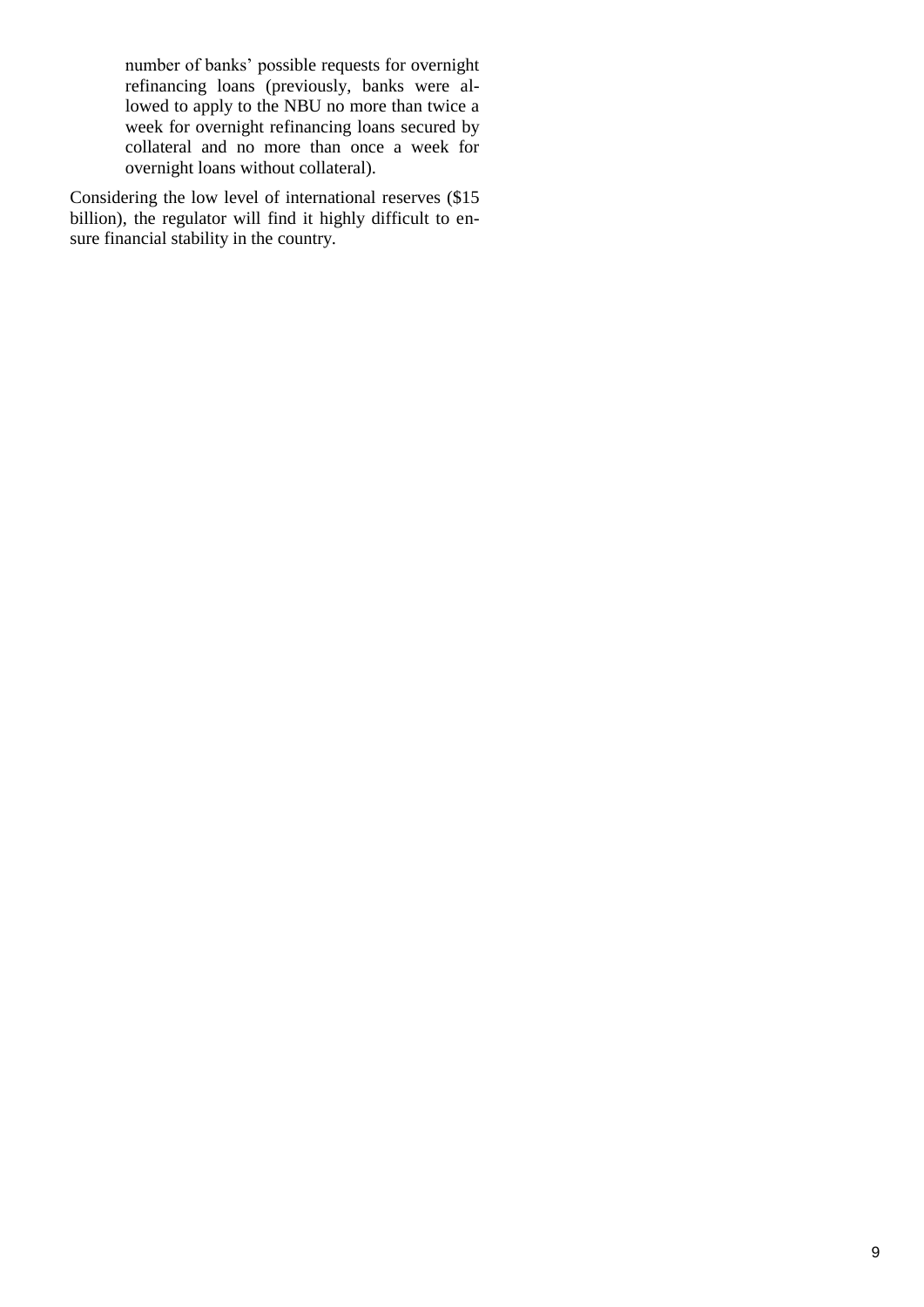number of banks' possible requests for overnight refinancing loans (previously, banks were allowed to apply to the NBU no more than twice a week for overnight refinancing loans secured by collateral and no more than once a week for overnight loans without collateral).

Considering the low level of international reserves ($15 billion), the regulator will find it highly difficult to ensure financial stability in the country.